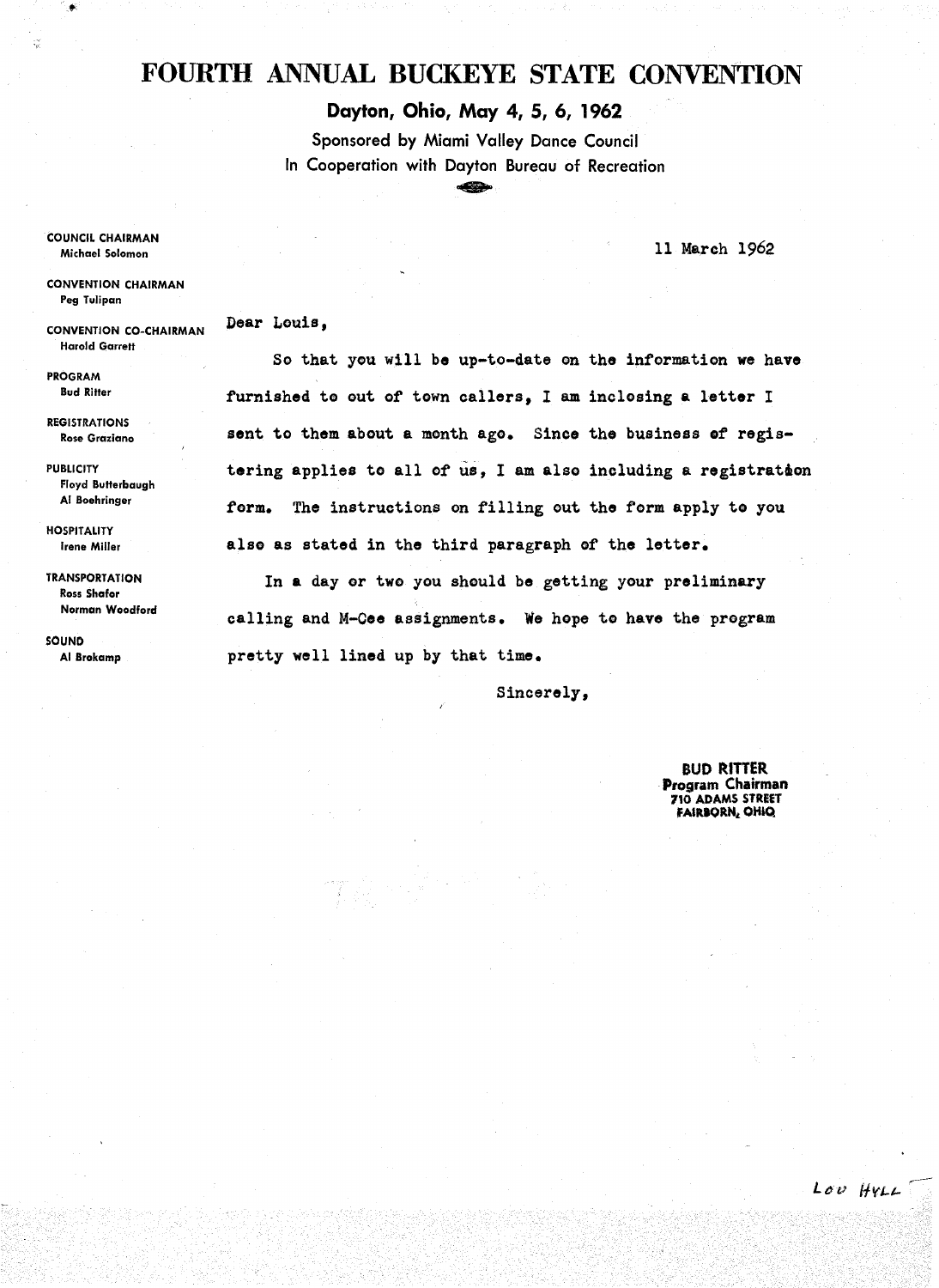# FOURTH ANNUAL BUCKEYE STATE CONVENTION

**Dayton, Ohio, May 4, 5, 6, 1962**

Sponsored by Miami Valley Dance Council
In Cooperation with Dayton Bureau of Recreation

**COUNCIL CHAIRMAN**
Michael Solomon

**CONVENTION CHAIRMAN**
Peg Tulipan

**CONVENTION CO-CHAIRMAN**
Harold Garrett

**PROGRAM**
Bud Ritter

**REGISTRATIONS**
Rose Graziano

**PUBLICITY**
Floyd Butterbaugh
Al Boehringer

**HOSPITALITY**
Irene Miller

**TRANSPORTATION**
Ross Shafor
Norman Woodford

**SOUND**
Al Brokamp

11 March 1962

Dear Louis,

So that you will be up-to-date on the information we have furnished to out of town callers, I am inclosing a letter I sent to them about a month ago. Since the business of registering applies to all of us, I am also including a registration form. The instructions on filling out the form apply to you also as stated in the third paragraph of the letter.

In a day or two you should be getting your preliminary calling and M-Cee assignments. We hope to have the program pretty well lined up by that time.

Sincerely,

**BUD RITTER**
**Program Chairman**
710 ADAMS STREET
FAIRBORN, OHIO

Lou Hyll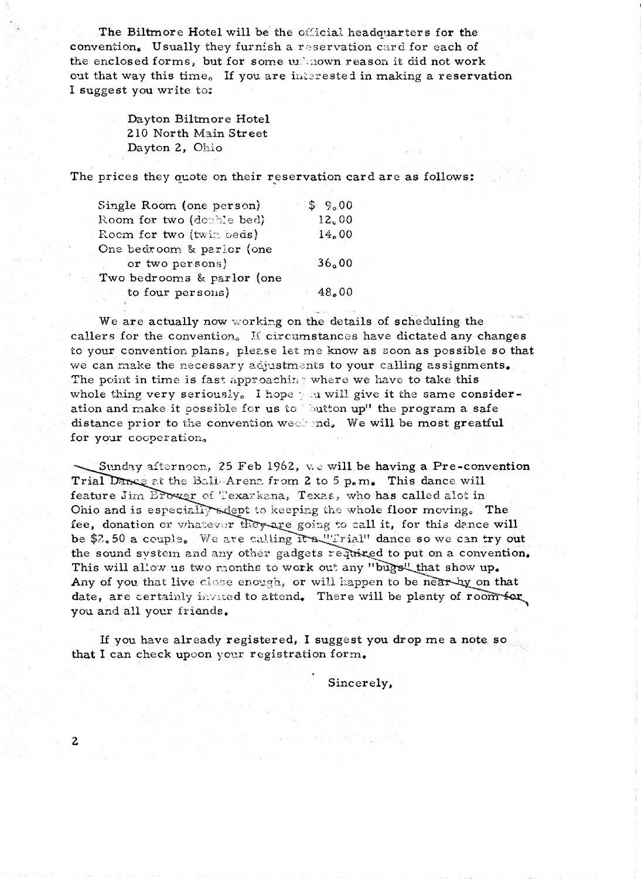The Biltmore Hotel will be the official headquarters for the convention. Usually they furnish a reservation card for each of the enclosed forms, but for some unknown reason it did not work out that way this time. If you are interested in making a reservation I suggest you write to:

Dayton Biltmore Hotel
210 North Main Street
Dayton 2, Ohio

The prices they quote on their reservation card are as follows:

| | |
|---|---|
| Single Room (one person) | $ 9.00 |
| Room for two (double bed) | 12.00 |
| Room for two (twin beds) | 14.00 |
| One bedroom & parlor (one or two persons) | 36.00 |
| Two bedrooms & parlor (one to four persons) | 48.00 |

We are actually now working on the details of scheduling the callers for the convention. If circumstances have dictated any changes to your convention plans, please let me know as soon as possible so that we can make the necessary adjustments to your calling assignments. The point in time is fast approaching where we have to take this whole thing very seriously. I hope you will give it the same consideration and make it possible for us to "button up" the program a safe distance prior to the convention week end. We will be most greatful for your cooperation.

Sunday afternoon, 25 Feb 1962, we will be having a Pre-convention Trial Dance at the Bali-Arena from 2 to 5 p.m. This dance will feature Jim Brower of Texarkana, Texas, who has called alot in Ohio and is especially adept to keeping the whole floor moving. The fee, donation or whatever they are going to call it, for this dance will be $2.50 a couple. We are calling it a "Trial" dance so we can try out the sound system and any other gadgets required to put on a convention. This will allow us two months to work out any "bugs" that show up. Any of you that live close enough, or will happen to be near by on that date, are certainly invited to attend. There will be plenty of room for you and all your friends.

If you have already registered, I suggest you drop me a note so that I can check upoon your registration form.

Sincerely,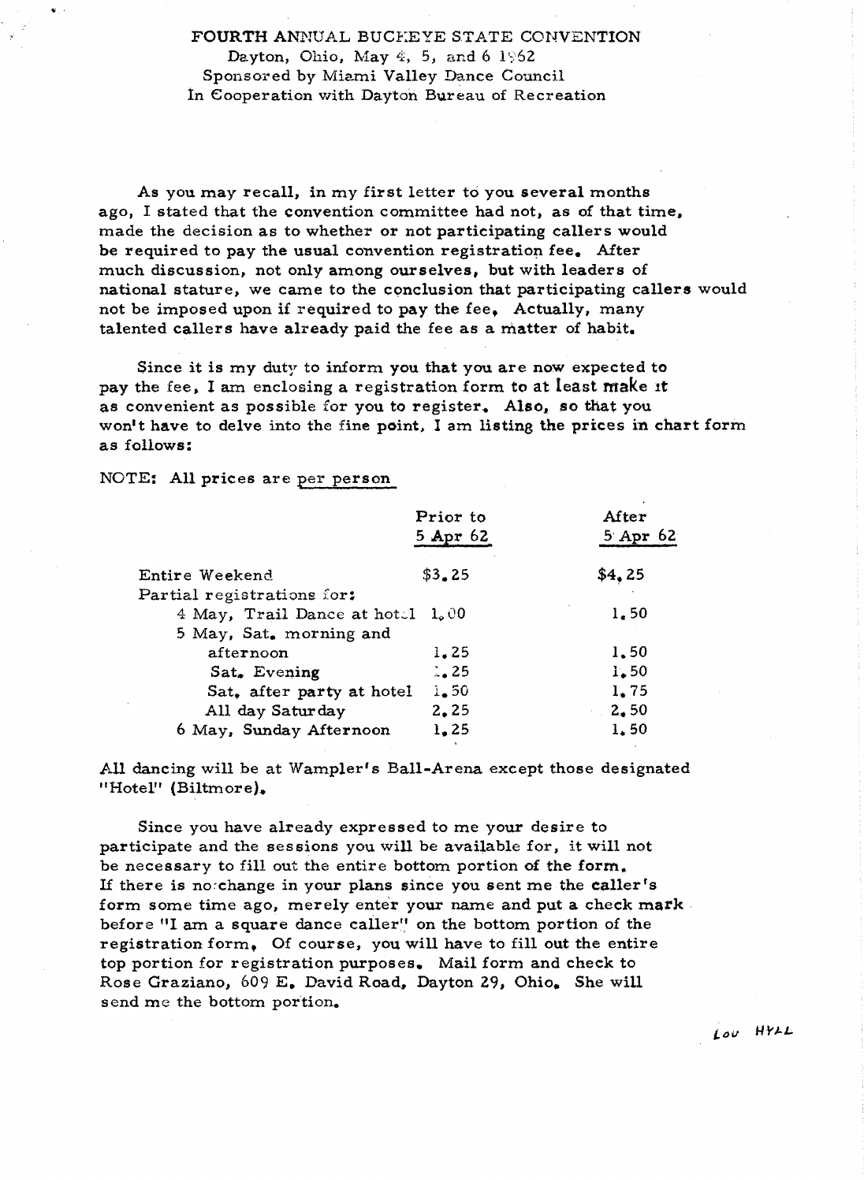FOURTH ANNUAL BUCKEYE STATE CONVENTION
Dayton, Ohio, May 4, 5, and 6 1962
Sponsored by Miami Valley Dance Council
In Cooperation with Dayton Bureau of Recreation

As you may recall, in my first letter to you several months ago, I stated that the convention committee had not, as of that time, made the decision as to whether or not participating callers would be required to pay the usual convention registration fee. After much discussion, not only among ourselves, but with leaders of national stature, we came to the conclusion that participating callers would not be imposed upon if required to pay the fee. Actually, many talented callers have already paid the fee as a matter of habit.

Since it is my duty to inform you that you are now expected to pay the fee, I am enclosing a registration form to at least make it as convenient as possible for you to register. Also, so that you won't have to delve into the fine point, I am listing the prices in chart form as follows:

NOTE: All prices are per person

| | Prior to 5 Apr 62 | After 5 Apr 62 |
|---|---|---|
| Entire Weekend | $3.25 | $4.25 |
| Partial registrations for: | | |
| 4 May, Trail Dance at hotel | 1.00 | 1.50 |
| 5 May, Sat. morning and afternoon | 1.25 | 1.50 |
| Sat. Evening | 1.25 | 1.50 |
| Sat. after party at hotel | 1.50 | 1.75 |
| All day Saturday | 2.25 | 2.50 |
| 6 May, Sunday Afternoon | 1.25 | 1.50 |

All dancing will be at Wampler's Ball-Arena except those designated "Hotel" (Biltmore).

Since you have already expressed to me your desire to participate and the sessions you will be available for, it will not be necessary to fill out the entire bottom portion of the form. If there is no change in your plans since you sent me the caller's form some time ago, merely enter your name and put a check mark before "I am a square dance caller" on the bottom portion of the registration form. Of course, you will have to fill out the entire top portion for registration purposes. Mail form and check to Rose Graziano, 609 E. David Road, Dayton 29, Ohio. She will send me the bottom portion.

Lou Hyll